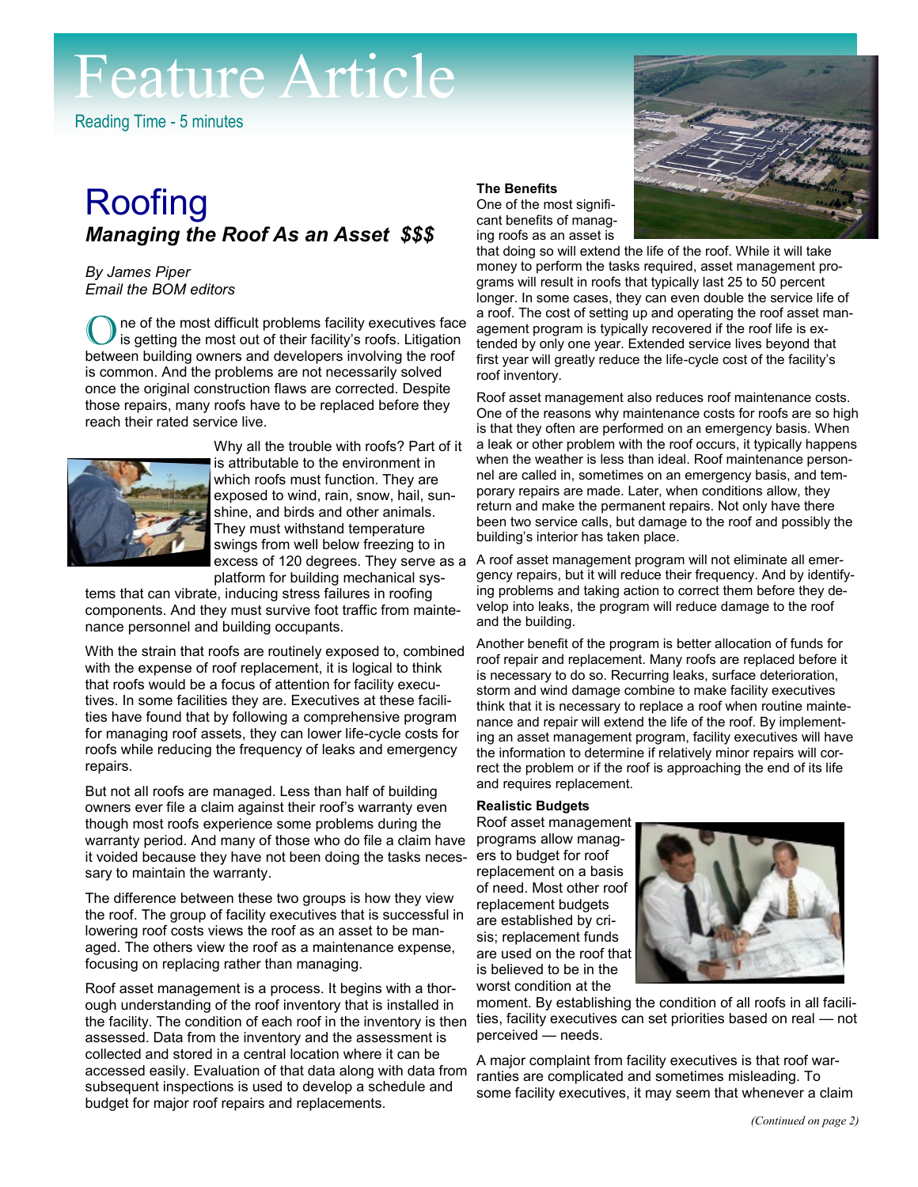# Feature Article

Reading Time - 5 minutes

## Roofing

### *Managing the Roof As an Asset $$$*

*By James Piper*
*Email the BOM editors*

One of the most difficult problems facility executives face is getting the most out of their facility's roofs. Litigation between building owners and developers involving the roof is common. And the problems are not necessarily solved once the original construction flaws are corrected. Despite those repairs, many roofs have to be replaced before they reach their rated service live.

Why all the trouble with roofs? Part of it is attributable to the environment in which roofs must function. They are exposed to wind, rain, snow, hail, sunshine, and birds and other animals. They must withstand temperature swings from well below freezing to in excess of 120 degrees. They serve as a platform for building mechanical systems that can vibrate, inducing stress failures in roofing components. And they must survive foot traffic from maintenance personnel and building occupants.

With the strain that roofs are routinely exposed to, combined with the expense of roof replacement, it is logical to think that roofs would be a focus of attention for facility executives. In some facilities they are. Executives at these facilities have found that by following a comprehensive program for managing roof assets, they can lower life-cycle costs for roofs while reducing the frequency of leaks and emergency repairs.

But not all roofs are managed. Less than half of building owners ever file a claim against their roof's warranty even though most roofs experience some problems during the warranty period. And many of those who do file a claim have it voided because they have not been doing the tasks necessary to maintain the warranty.

The difference between these two groups is how they view the roof. The group of facility executives that is successful in lowering roof costs views the roof as an asset to be managed. The others view the roof as a maintenance expense, focusing on replacing rather than managing.

Roof asset management is a process. It begins with a thorough understanding of the roof inventory that is installed in the facility. The condition of each roof in the inventory is then assessed. Data from the inventory and the assessment is collected and stored in a central location where it can be accessed easily. Evaluation of that data along with data from subsequent inspections is used to develop a schedule and budget for major roof repairs and replacements.

**The Benefits**

One of the most significant benefits of managing roofs as an asset is that doing so will extend the life of the roof. While it will take money to perform the tasks required, asset management programs will result in roofs that typically last 25 to 50 percent longer. In some cases, they can even double the service life of a roof. The cost of setting up and operating the roof asset management program is typically recovered if the roof life is extended by only one year. Extended service lives beyond that first year will greatly reduce the life-cycle cost of the facility's roof inventory.

Roof asset management also reduces roof maintenance costs. One of the reasons why maintenance costs for roofs are so high is that they often are performed on an emergency basis. When a leak or other problem with the roof occurs, it typically happens when the weather is less than ideal. Roof maintenance personnel are called in, sometimes on an emergency basis, and temporary repairs are made. Later, when conditions allow, they return and make the permanent repairs. Not only have there been two service calls, but damage to the roof and possibly the building's interior has taken place.

A roof asset management program will not eliminate all emergency repairs, but it will reduce their frequency. And by identifying problems and taking action to correct them before they develop into leaks, the program will reduce damage to the roof and the building.

Another benefit of the program is better allocation of funds for roof repair and replacement. Many roofs are replaced before it is necessary to do so. Recurring leaks, surface deterioration, storm and wind damage combine to make facility executives think that it is necessary to replace a roof when routine maintenance and repair will extend the life of the roof. By implementing an asset management program, facility executives will have the information to determine if relatively minor repairs will correct the problem or if the roof is approaching the end of its life and requires replacement.

**Realistic Budgets**

Roof asset management programs allow managers to budget for roof replacement on a basis of need. Most other roof replacement budgets are established by crisis; replacement funds are used on the roof that is believed to be in the worst condition at the moment. By establishing the condition of all roofs in all facilities, facility executives can set priorities based on real — not perceived — needs.

A major complaint from facility executives is that roof warranties are complicated and sometimes misleading. To some facility executives, it may seem that whenever a claim

*(Continued on page 2)*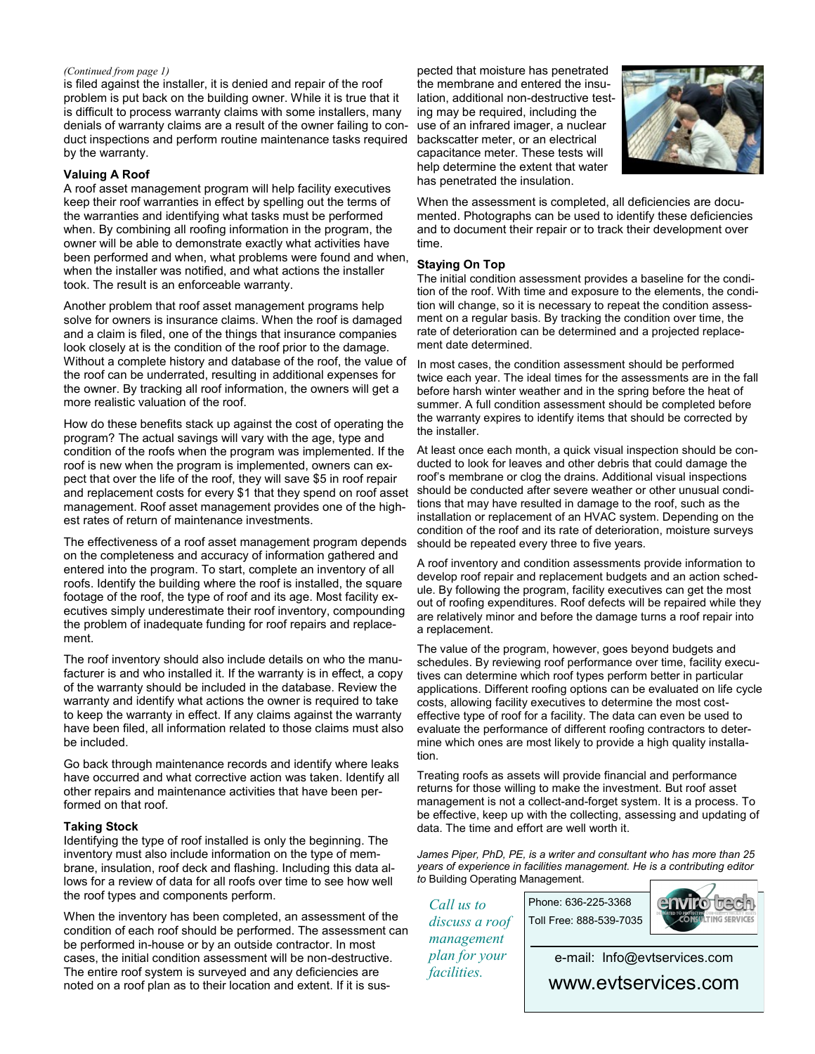*(Continued from page 1)*

is filed against the installer, it is denied and repair of the roof problem is put back on the building owner. While it is true that it is difficult to process warranty claims with some installers, many denials of warranty claims are a result of the owner failing to conduct inspections and perform routine maintenance tasks required by the warranty.

**Valuing A Roof**

A roof asset management program will help facility executives keep their roof warranties in effect by spelling out the terms of the warranties and identifying what tasks must be performed when. By combining all roofing information in the program, the owner will be able to demonstrate exactly what activities have been performed and when, what problems were found and when, when the installer was notified, and what actions the installer took. The result is an enforceable warranty.

Another problem that roof asset management programs help solve for owners is insurance claims. When the roof is damaged and a claim is filed, one of the things that insurance companies look closely at is the condition of the roof prior to the damage. Without a complete history and database of the roof, the value of the roof can be underrated, resulting in additional expenses for the owner. By tracking all roof information, the owners will get a more realistic valuation of the roof.

How do these benefits stack up against the cost of operating the program? The actual savings will vary with the age, type and condition of the roofs when the program was implemented. If the roof is new when the program is implemented, owners can expect that over the life of the roof, they will save $5 in roof repair and replacement costs for every $1 that they spend on roof asset management. Roof asset management provides one of the highest rates of return of maintenance investments.

The effectiveness of a roof asset management program depends on the completeness and accuracy of information gathered and entered into the program. To start, complete an inventory of all roofs. Identify the building where the roof is installed, the square footage of the roof, the type of roof and its age. Most facility executives simply underestimate their roof inventory, compounding the problem of inadequate funding for roof repairs and replacement.

The roof inventory should also include details on who the manufacturer is and who installed it. If the warranty is in effect, a copy of the warranty should be included in the database. Review the warranty and identify what actions the owner is required to take to keep the warranty in effect. If any claims against the warranty have been filed, all information related to those claims must also be included.

Go back through maintenance records and identify where leaks have occurred and what corrective action was taken. Identify all other repairs and maintenance activities that have been performed on that roof.

**Taking Stock**

Identifying the type of roof installed is only the beginning. The inventory must also include information on the type of membrane, insulation, roof deck and flashing. Including this data allows for a review of data for all roofs over time to see how well the roof types and components perform.

When the inventory has been completed, an assessment of the condition of each roof should be performed. The assessment can be performed in-house or by an outside contractor. In most cases, the initial condition assessment will be non-destructive. The entire roof system is surveyed and any deficiencies are noted on a roof plan as to their location and extent. If it is suspected that moisture has penetrated the membrane and entered the insulation, additional non-destructive testing may be required, including the use of an infrared imager, a nuclear backscatter meter, or an electrical capacitance meter. These tests will help determine the extent that water has penetrated the insulation.

When the assessment is completed, all deficiencies are documented. Photographs can be used to identify these deficiencies and to document their repair or to track their development over time.

**Staying On Top**

The initial condition assessment provides a baseline for the condition of the roof. With time and exposure to the elements, the condition will change, so it is necessary to repeat the condition assessment on a regular basis. By tracking the condition over time, the rate of deterioration can be determined and a projected replacement date determined.

In most cases, the condition assessment should be performed twice each year. The ideal times for the assessments are in the fall before harsh winter weather and in the spring before the heat of summer. A full condition assessment should be completed before the warranty expires to identify items that should be corrected by the installer.

At least once each month, a quick visual inspection should be conducted to look for leaves and other debris that could damage the roof's membrane or clog the drains. Additional visual inspections should be conducted after severe weather or other unusual conditions that may have resulted in damage to the roof, such as the installation or replacement of an HVAC system. Depending on the condition of the roof and its rate of deterioration, moisture surveys should be repeated every three to five years.

A roof inventory and condition assessments provide information to develop roof repair and replacement budgets and an action schedule. By following the program, facility executives can get the most out of roofing expenditures. Roof defects will be repaired while they are relatively minor and before the damage turns a roof repair into a replacement.

The value of the program, however, goes beyond budgets and schedules. By reviewing roof performance over time, facility executives can determine which roof types perform better in particular applications. Different roofing options can be evaluated on life cycle costs, allowing facility executives to determine the most cost-effective type of roof for a facility. The data can even be used to evaluate the performance of different roofing contractors to determine which ones are most likely to provide a high quality installation.

Treating roofs as assets will provide financial and performance returns for those willing to make the investment. But roof asset management is not a collect-and-forget system. It is a process. To be effective, keep up with the collecting, assessing and updating of data. The time and effort are well worth it.

*James Piper, PhD, PE, is a writer and consultant who has more than 25 years of experience in facilities management. He is a contributing editor to* Building Operating Management.

*Call us to discuss a roof management plan for your facilities.*

Phone: 636-225-3368

Toll Free: 888-539-7035

e-mail: Info@evtservices.com

www.evtservices.com